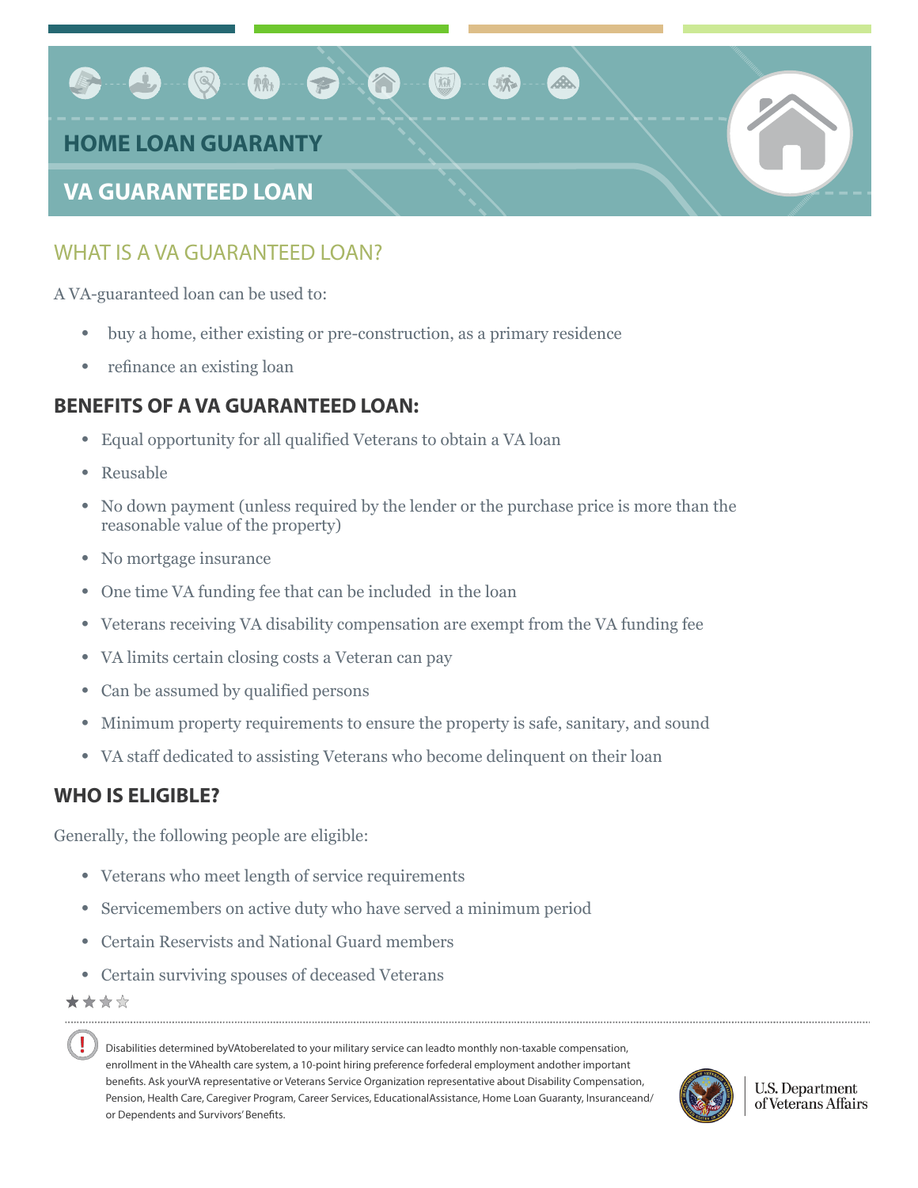# HOME LOAN GUARANTY

## VA GUARANTEED LOAN

## WHAT IS A VA GUARANTEED LOAN?

A VA-guaranteed loan can be used to:

- buy a home, either existing or pre-construction, as a primary residence
- refinance an existing loan

## BENEFITS OF A VA GUARANTEED LOAN:

- Equal opportunity for all qualified Veterans to obtain a VA loan
- Reusable
- No down payment (unless required by the lender or the purchase price is more than the reasonable value of the property)
- No mortgage insurance
- One time VA funding fee that can be included in the loan
- Veterans receiving VA disability compensation are exempt from the VA funding fee
- VA limits certain closing costs a Veteran can pay
- Can be assumed by qualified persons
- Minimum property requirements to ensure the property is safe, sanitary, and sound
- VA staff dedicated to assisting Veterans who become delinquent on their loan

## WHO IS ELIGIBLE?

Generally, the following people are eligible:

- Veterans who meet length of service requirements
- Servicemembers on active duty who have served a minimum period
- Certain Reservists and National Guard members
- Certain surviving spouses of deceased Veterans

Disabilities determined by VA to be related to your military service can lead to monthly non-taxable compensation, enrollment in the VA health care system, a 10-point hiring preference for federal employment and other important benefits. Ask your VA representative or Veterans Service Organization representative about Disability Compensation, Pension, Health Care, Caregiver Program, Career Services, Educational Assistance, Home Loan Guaranty, Insurance and/or Dependents and Survivors' Benefits.

U.S. Department of Veterans Affairs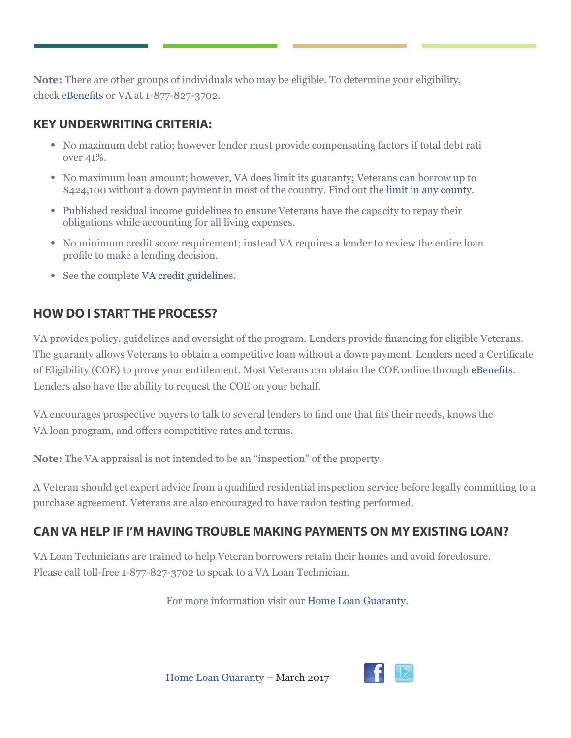**Note:** There are other groups of individuals who may be eligible. To determine your eligibility, check eBenefits or VA at 1-877-827-3702.

## KEY UNDERWRITING CRITERIA:

- No maximum debt ratio; however lender must provide compensating factors if total debt rati over 41%.
- No maximum loan amount; however, VA does limit its guaranty; Veterans can borrow up to $424,100 without a down payment in most of the country. Find out the limit in any county.
- Published residual income guidelines to ensure Veterans have the capacity to repay their obligations while accounting for all living expenses.
- No minimum credit score requirement; instead VA requires a lender to review the entire loan profile to make a lending decision.
- See the complete VA credit guidelines.

## HOW DO I START THE PROCESS?

VA provides policy, guidelines and oversight of the program. Lenders provide financing for eligible Veterans. The guaranty allows Veterans to obtain a competitive loan without a down payment. Lenders need a Certificate of Eligibility (COE) to prove your entitlement. Most Veterans can obtain the COE online through eBenefits. Lenders also have the ability to request the COE on your behalf.

VA encourages prospective buyers to talk to several lenders to find one that fits their needs, knows the VA loan program, and offers competitive rates and terms.

**Note:** The VA appraisal is not intended to be an "inspection" of the property.

A Veteran should get expert advice from a qualified residential inspection service before legally committing to a purchase agreement. Veterans are also encouraged to have radon testing performed.

## CAN VA HELP IF I'M HAVING TROUBLE MAKING PAYMENTS ON MY EXISTING LOAN?

VA Loan Technicians are trained to help Veteran borrowers retain their homes and avoid foreclosure. Please call toll-free 1-877-827-3702 to speak to a VA Loan Technician.

For more information visit our Home Loan Guaranty.

Home Loan Guaranty – March 2017